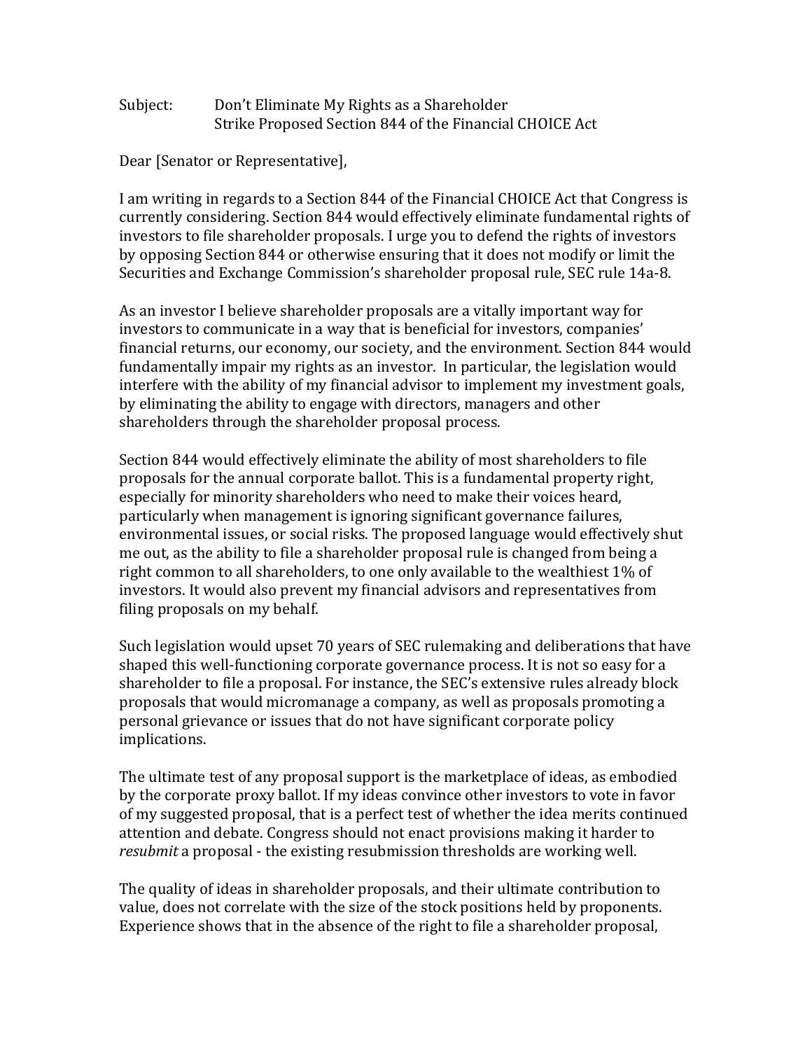Subject: Don't Eliminate My Rights as a Shareholder
Strike Proposed Section 844 of the Financial CHOICE Act

Dear [Senator or Representative],

I am writing in regards to a Section 844 of the Financial CHOICE Act that Congress is currently considering. Section 844 would effectively eliminate fundamental rights of investors to file shareholder proposals. I urge you to defend the rights of investors by opposing Section 844 or otherwise ensuring that it does not modify or limit the Securities and Exchange Commission's shareholder proposal rule, SEC rule 14a-8.

As an investor I believe shareholder proposals are a vitally important way for investors to communicate in a way that is beneficial for investors, companies' financial returns, our economy, our society, and the environment. Section 844 would fundamentally impair my rights as an investor. In particular, the legislation would interfere with the ability of my financial advisor to implement my investment goals, by eliminating the ability to engage with directors, managers and other shareholders through the shareholder proposal process.

Section 844 would effectively eliminate the ability of most shareholders to file proposals for the annual corporate ballot. This is a fundamental property right, especially for minority shareholders who need to make their voices heard, particularly when management is ignoring significant governance failures, environmental issues, or social risks. The proposed language would effectively shut me out, as the ability to file a shareholder proposal rule is changed from being a right common to all shareholders, to one only available to the wealthiest 1% of investors. It would also prevent my financial advisors and representatives from filing proposals on my behalf.

Such legislation would upset 70 years of SEC rulemaking and deliberations that have shaped this well-functioning corporate governance process. It is not so easy for a shareholder to file a proposal. For instance, the SEC's extensive rules already block proposals that would micromanage a company, as well as proposals promoting a personal grievance or issues that do not have significant corporate policy implications.

The ultimate test of any proposal support is the marketplace of ideas, as embodied by the corporate proxy ballot. If my ideas convince other investors to vote in favor of my suggested proposal, that is a perfect test of whether the idea merits continued attention and debate. Congress should not enact provisions making it harder to *resubmit* a proposal - the existing resubmission thresholds are working well.

The quality of ideas in shareholder proposals, and their ultimate contribution to value, does not correlate with the size of the stock positions held by proponents. Experience shows that in the absence of the right to file a shareholder proposal,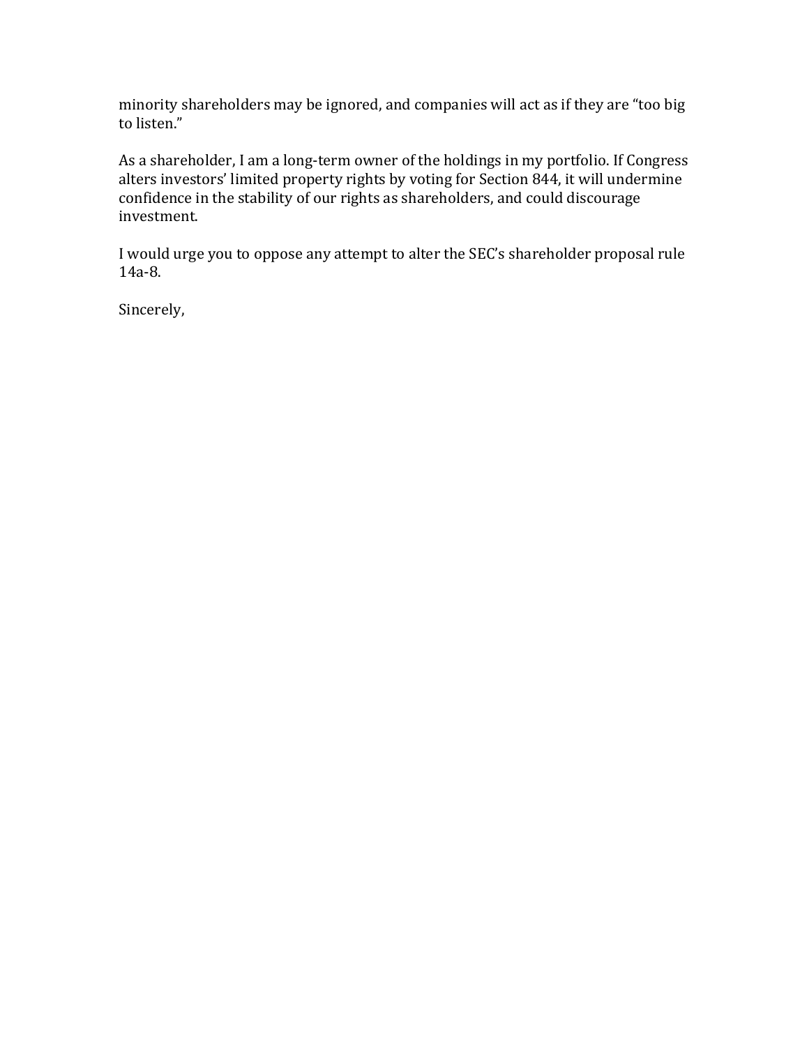minority shareholders may be ignored, and companies will act as if they are "too big to listen."

As a shareholder, I am a long-term owner of the holdings in my portfolio. If Congress alters investors' limited property rights by voting for Section 844, it will undermine confidence in the stability of our rights as shareholders, and could discourage investment.

I would urge you to oppose any attempt to alter the SEC's shareholder proposal rule 14a-8.

Sincerely,